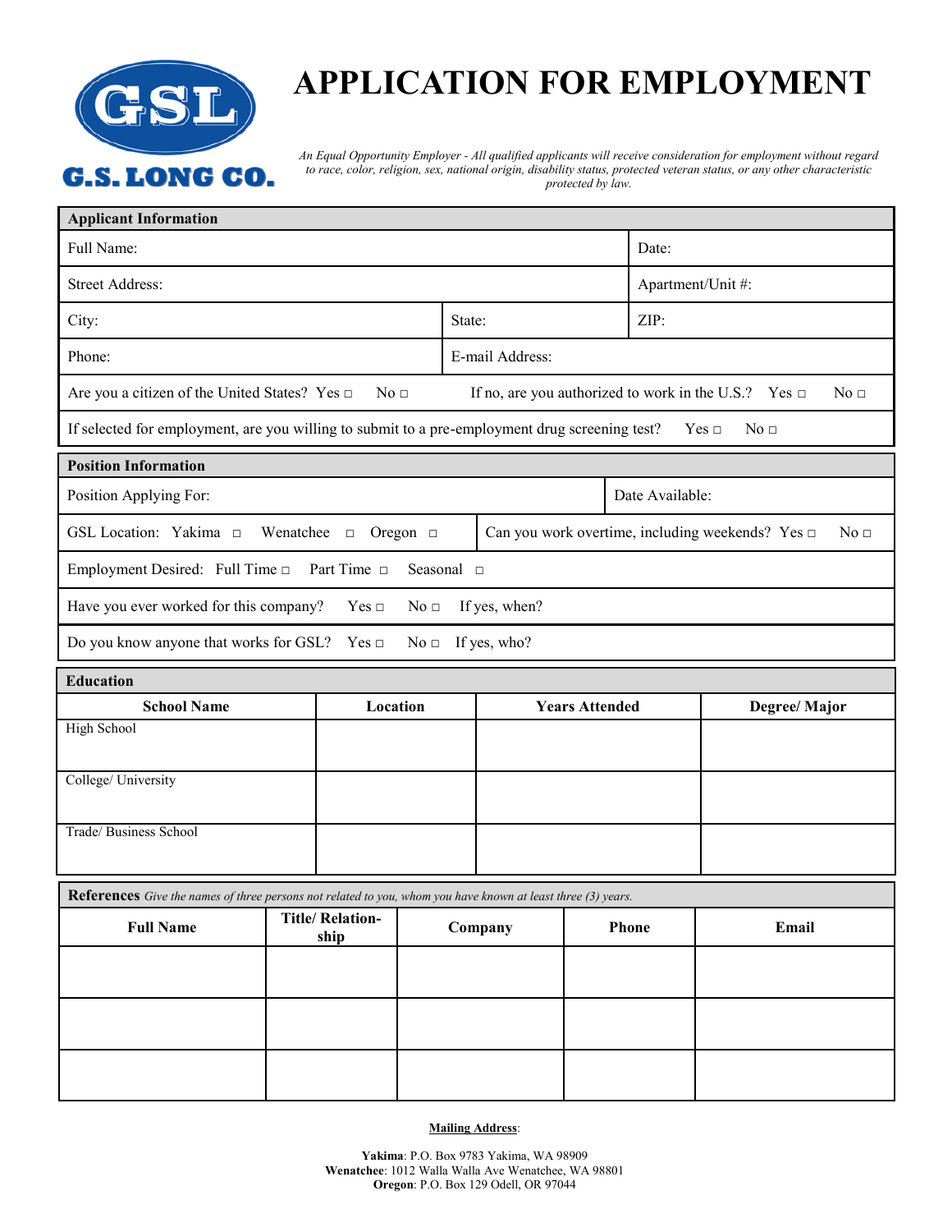GSL

G.S. LONG CO.

# APPLICATION FOR EMPLOYMENT

*An Equal Opportunity Employer - All qualified applicants will receive consideration for employment without regard to race, color, religion, sex, national origin, disability status, protected veteran status, or any other characteristic protected by law.*

## Applicant Information

| | | |
|---|---|---|
| Full Name: | | Date: |
| Street Address: | | Apartment/Unit #: |
| City: | State: | ZIP: |
| Phone: | E-mail Address: | |

Are you a citizen of the United States? Yes □ No □ If no, are you authorized to work in the U.S.? Yes □ No □

If selected for employment, are you willing to submit to a pre-employment drug screening test? Yes □ No □

## Position Information

| | |
|---|---|
| Position Applying For: | Date Available: |
| GSL Location: Yakima □ Wenatchee □ Oregon □ | Can you work overtime, including weekends? Yes □ No □ |

Employment Desired: Full Time □ Part Time □ Seasonal □

Have you ever worked for this company? Yes □ No □ If yes, when?

Do you know anyone that works for GSL? Yes □ No □ If yes, who?

## Education

| School Name | Location | Years Attended | Degree/ Major |
|---|---|---|---|
| High School | | | |
| College/ University | | | |
| Trade/ Business School | | | |

## References

*Give the names of three persons not related to you, whom you have known at least three (3) years.*

| Full Name | Title/ Relation-ship | Company | Phone | Email |
|---|---|---|---|---|
| | | | | |
| | | | | |
| | | | | |

**Mailing Address**:

**Yakima**: P.O. Box 9783 Yakima, WA 98909
**Wenatchee**: 1012 Walla Walla Ave Wenatchee, WA 98801
**Oregon**: P.O. Box 129 Odell, OR 97044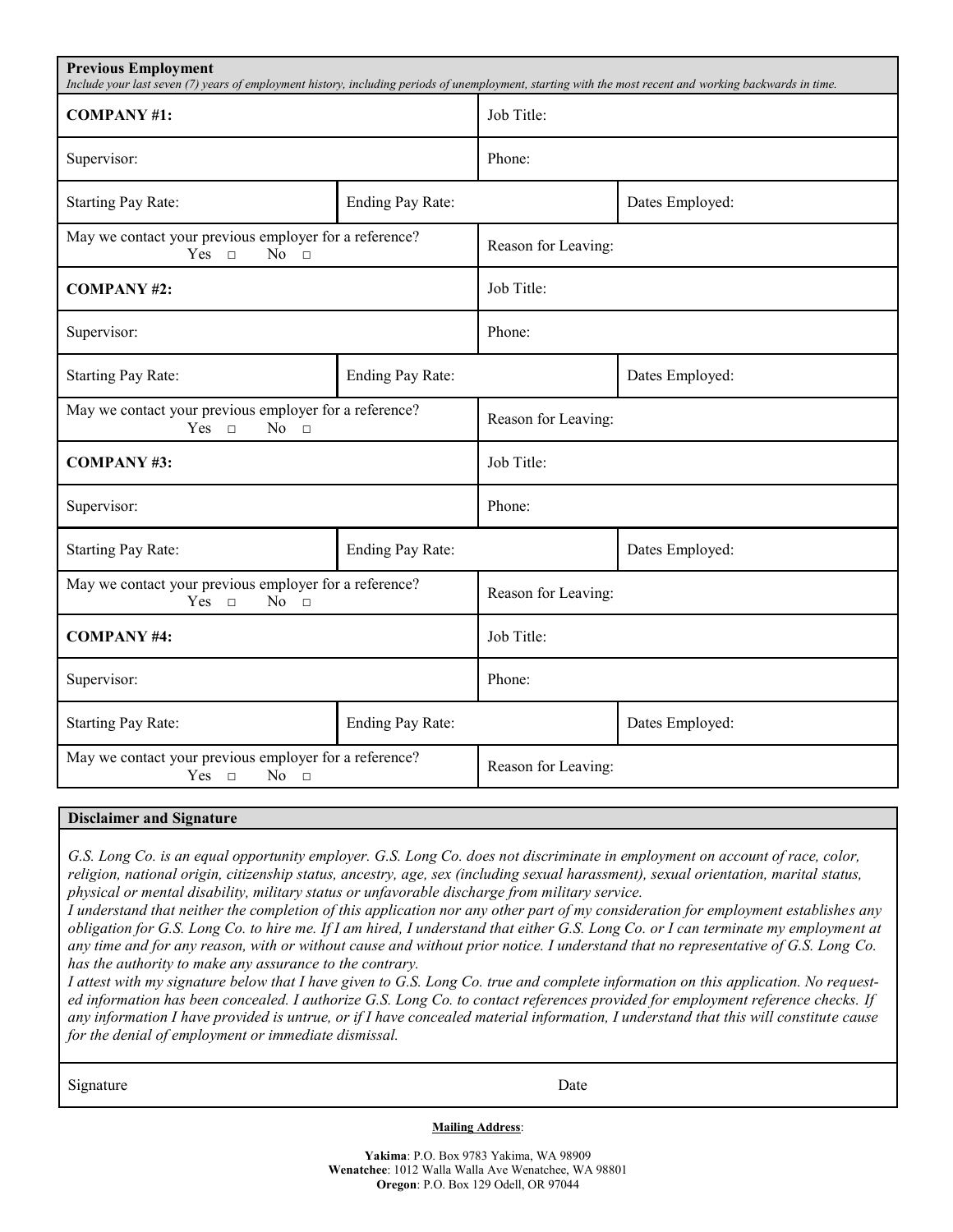## Previous Employment

*Include your last seven (7) years of employment history, including periods of unemployment, starting with the most recent and working backwards in time.*

| | | |
|---|---|---|
| **COMPANY #1:** | Job Title: | |
| Supervisor: | Phone: | |
| Starting Pay Rate: | Ending Pay Rate: | Dates Employed: |
| May we contact your previous employer for a reference? Yes □ No □ | Reason for Leaving: | |
| **COMPANY #2:** | Job Title: | |
| Supervisor: | Phone: | |
| Starting Pay Rate: | Ending Pay Rate: | Dates Employed: |
| May we contact your previous employer for a reference? Yes □ No □ | Reason for Leaving: | |
| **COMPANY #3:** | Job Title: | |
| Supervisor: | Phone: | |
| Starting Pay Rate: | Ending Pay Rate: | Dates Employed: |
| May we contact your previous employer for a reference? Yes □ No □ | Reason for Leaving: | |
| **COMPANY #4:** | Job Title: | |
| Supervisor: | Phone: | |
| Starting Pay Rate: | Ending Pay Rate: | Dates Employed: |
| May we contact your previous employer for a reference? Yes □ No □ | Reason for Leaving: | |

## Disclaimer and Signature

*G.S. Long Co. is an equal opportunity employer. G.S. Long Co. does not discriminate in employment on account of race, color, religion, national origin, citizenship status, ancestry, age, sex (including sexual harassment), sexual orientation, marital status, physical or mental disability, military status or unfavorable discharge from military service.*

*I understand that neither the completion of this application nor any other part of my consideration for employment establishes any obligation for G.S. Long Co. to hire me. If I am hired, I understand that either G.S. Long Co. or I can terminate my employment at any time and for any reason, with or without cause and without prior notice. I understand that no representative of G.S. Long Co. has the authority to make any assurance to the contrary.*

*I attest with my signature below that I have given to G.S. Long Co. true and complete information on this application. No requested information has been concealed. I authorize G.S. Long Co. to contact references provided for employment reference checks. If any information I have provided is untrue, or if I have concealed material information, I understand that this will constitute cause for the denial of employment or immediate dismissal.*

| | |
|---|---|
| Signature | Date |

**Mailing Address**:

**Yakima**: P.O. Box 9783 Yakima, WA 98909
**Wenatchee**: 1012 Walla Walla Ave Wenatchee, WA 98801
**Oregon**: P.O. Box 129 Odell, OR 97044